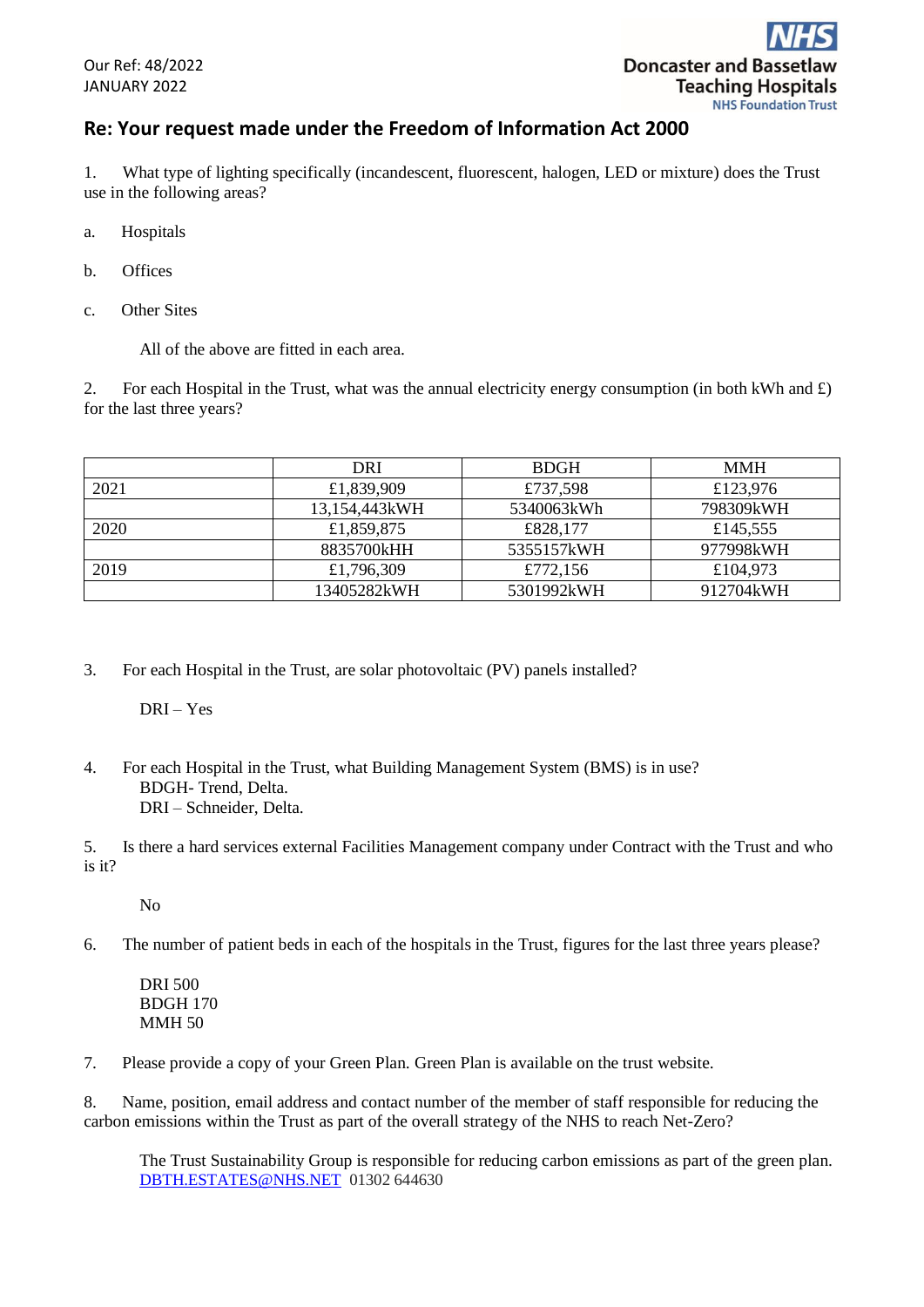Our Ref: 48/2022
JANUARY 2022

Doncaster and Bassetlaw Teaching Hospitals NHS Foundation Trust

## Re: Your request made under the Freedom of Information Act 2000

1. What type of lighting specifically (incandescent, fluorescent, halogen, LED or mixture) does the Trust use in the following areas?

a. Hospitals

b. Offices

c. Other Sites

All of the above are fitted in each area.

2. For each Hospital in the Trust, what was the annual electricity energy consumption (in both kWh and £) for the last three years?

| | DRI | BDGH | MMH |
|---|---|---|---|
| 2021 | £1,839,909 | £737,598 | £123,976 |
| | 13,154,443kWH | 5340063kWh | 798309kWH |
| 2020 | £1,859,875 | £828,177 | £145,555 |
| | 8835700kHH | 5355157kWH | 977998kWH |
| 2019 | £1,796,309 | £772,156 | £104,973 |
| | 13405282kWH | 5301992kWH | 912704kWH |

3. For each Hospital in the Trust, are solar photovoltaic (PV) panels installed?

DRI – Yes

4. For each Hospital in the Trust, what Building Management System (BMS) is in use?
BDGH- Trend, Delta.
DRI – Schneider, Delta.

5. Is there a hard services external Facilities Management company under Contract with the Trust and who is it?

No

6. The number of patient beds in each of the hospitals in the Trust, figures for the last three years please?

DRI 500
BDGH 170
MMH 50

7. Please provide a copy of your Green Plan. Green Plan is available on the trust website.

8. Name, position, email address and contact number of the member of staff responsible for reducing the carbon emissions within the Trust as part of the overall strategy of the NHS to reach Net-Zero?

The Trust Sustainability Group is responsible for reducing carbon emissions as part of the green plan.
DBTH.ESTATES@NHS.NET 01302 644630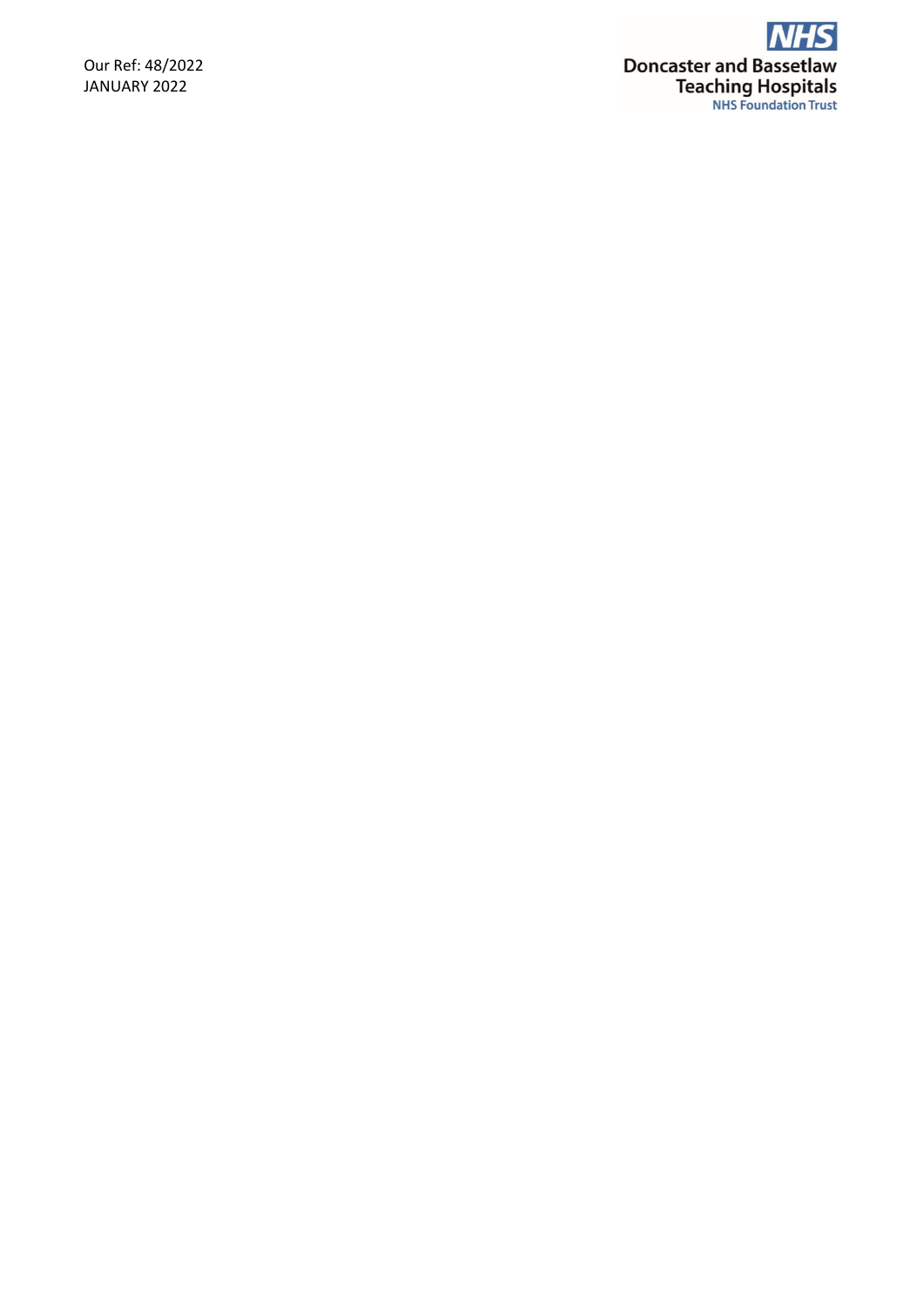Our Ref: 48/2022
JANUARY 2022

Doncaster and Bassetlaw Teaching Hospitals
NHS Foundation Trust